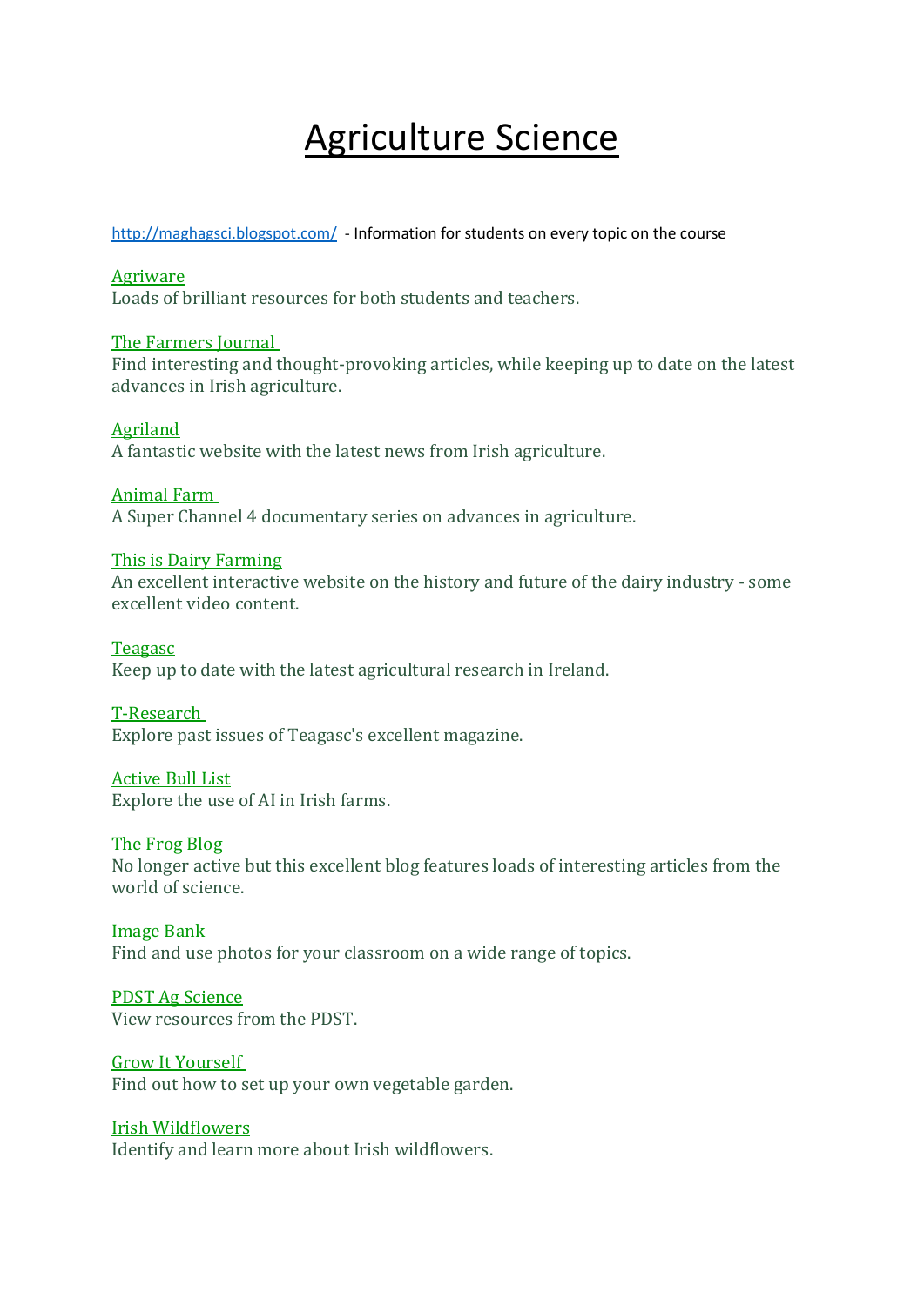# Agriculture Science

http://maghagsci.blogspot.com/ - Information for students on every topic on the course

Agriware
Loads of brilliant resources for both students and teachers.

The Farmers Journal
Find interesting and thought-provoking articles, while keeping up to date on the latest advances in Irish agriculture.

Agriland
A fantastic website with the latest news from Irish agriculture.

Animal Farm
A Super Channel 4 documentary series on advances in agriculture.

This is Dairy Farming
An excellent interactive website on the history and future of the dairy industry - some excellent video content.

Teagasc
Keep up to date with the latest agricultural research in Ireland.

T-Research
Explore past issues of Teagasc's excellent magazine.

Active Bull List
Explore the use of AI in Irish farms.

The Frog Blog
No longer active but this excellent blog features loads of interesting articles from the world of science.

Image Bank
Find and use photos for your classroom on a wide range of topics.

PDST Ag Science
View resources from the PDST.

Grow It Yourself
Find out how to set up your own vegetable garden.

Irish Wildflowers
Identify and learn more about Irish wildflowers.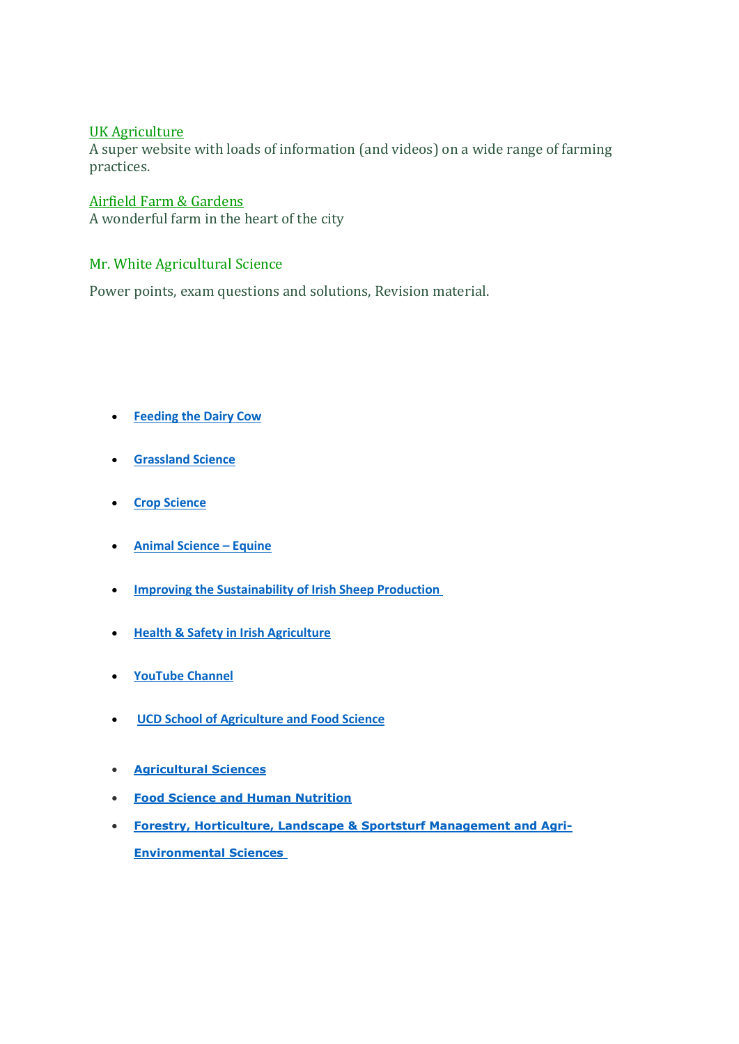UK Agriculture
A super website with loads of information (and videos) on a wide range of farming practices.

Airfield Farm & Gardens
A wonderful farm in the heart of the city

Mr. White Agricultural Science

Power points, exam questions and solutions, Revision material.

- **Feeding the Dairy Cow**
- **Grassland Science**
- **Crop Science**
- **Animal Science – Equine**
- **Improving the Sustainability of Irish Sheep Production**
- **Health & Safety in Irish Agriculture**
- **YouTube Channel**
- **UCD School of Agriculture and Food Science**
- **Agricultural Sciences**
- **Food Science and Human Nutrition**
- **Forestry, Horticulture, Landscape & Sportsturf Management and Agri-Environmental Sciences**